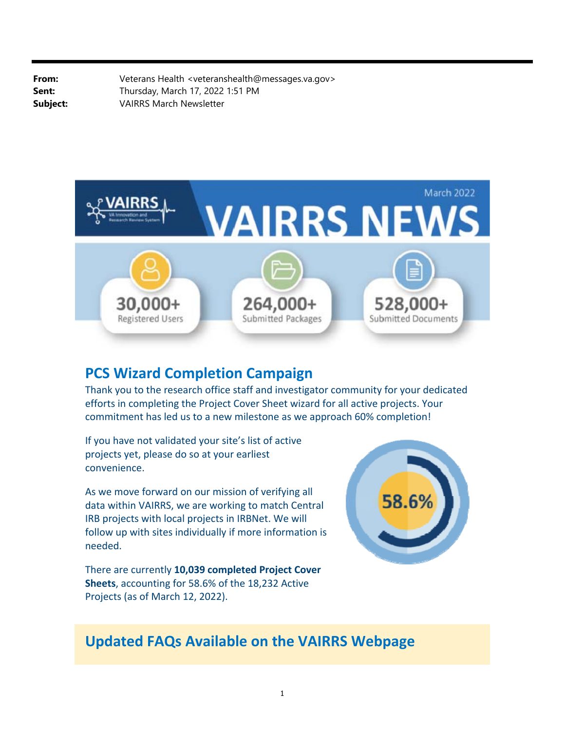**From:** Veterans Health <veteranshealth@messages.va.gov>
**Sent:** Thursday, March 17, 2022 1:51 PM
**Subject:** VAIRRS March Newsletter

VAIRRS
VA Innovation and Research Review System

March 2022

# VAIRRS NEWS

**30,000+**
Registered Users

**264,000+**
Submitted Packages

**528,000+**
Submitted Documents

## PCS Wizard Completion Campaign

Thank you to the research office staff and investigator community for your dedicated efforts in completing the Project Cover Sheet wizard for all active projects. Your commitment has led us to a new milestone as we approach 60% completion!

If you have not validated your site's list of active projects yet, please do so at your earliest convenience.

As we move forward on our mission of verifying all data within VAIRRS, we are working to match Central IRB projects with local projects in IRBNet. We will follow up with sites individually if more information is needed.

58.6%

There are currently **10,039 completed Project Cover Sheets**, accounting for 58.6% of the 18,232 Active Projects (as of March 12, 2022).

## Updated FAQs Available on the VAIRRS Webpage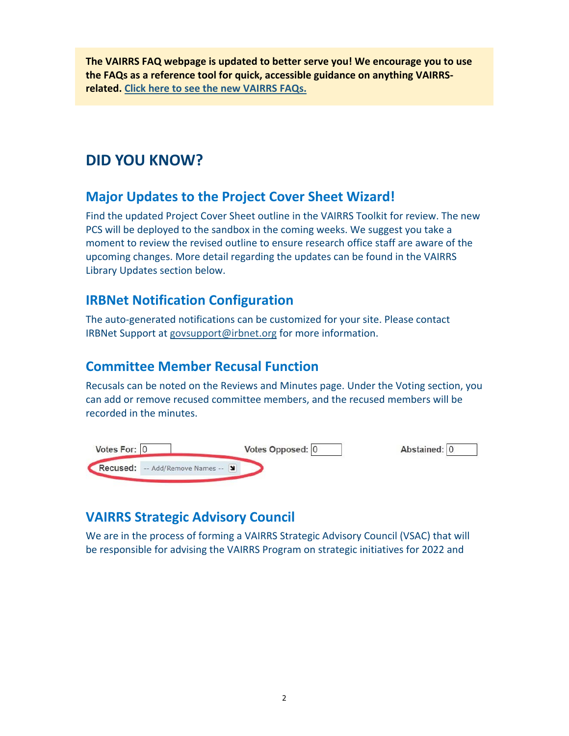**The VAIRRS FAQ webpage is updated to better serve you! We encourage you to use the FAQs as a reference tool for quick, accessible guidance on anything VAIRRS-related. [Click here to see the new VAIRRS FAQs.]()**

# DID YOU KNOW?

## Major Updates to the Project Cover Sheet Wizard!

Find the updated Project Cover Sheet outline in the VAIRRS Toolkit for review. The new PCS will be deployed to the sandbox in the coming weeks. We suggest you take a moment to review the revised outline to ensure research office staff are aware of the upcoming changes. More detail regarding the updates can be found in the VAIRRS Library Updates section below.

## IRBNet Notification Configuration

The auto-generated notifications can be customized for your site. Please contact IRBNet Support at govsupport@irbnet.org for more information.

## Committee Member Recusal Function

Recusals can be noted on the Reviews and Minutes page. Under the Voting section, you can add or remove recused committee members, and the recused members will be recorded in the minutes.

Votes For: 0 Votes Opposed: 0 Abstained: 0

Recused: -- Add/Remove Names --

## VAIRRS Strategic Advisory Council

We are in the process of forming a VAIRRS Strategic Advisory Council (VSAC) that will be responsible for advising the VAIRRS Program on strategic initiatives for 2022 and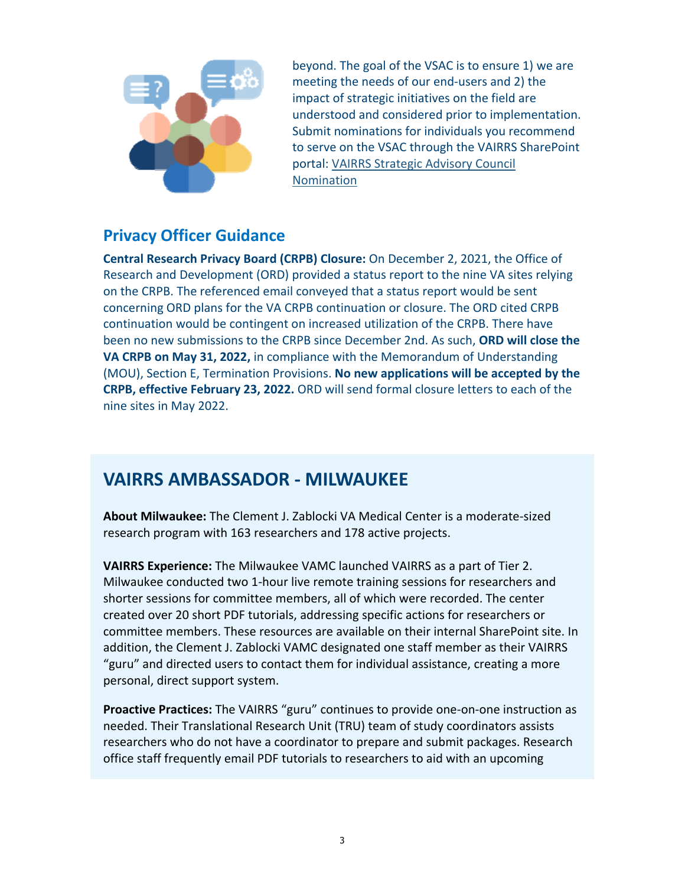beyond. The goal of the VSAC is to ensure 1) we are meeting the needs of our end-users and 2) the impact of strategic initiatives on the field are understood and considered prior to implementation. Submit nominations for individuals you recommend to serve on the VSAC through the VAIRRS SharePoint portal: [VAIRRS Strategic Advisory Council Nomination]

## Privacy Officer Guidance

**Central Research Privacy Board (CRPB) Closure:** On December 2, 2021, the Office of Research and Development (ORD) provided a status report to the nine VA sites relying on the CRPB. The referenced email conveyed that a status report would be sent concerning ORD plans for the VA CRPB continuation or closure. The ORD cited CRPB continuation would be contingent on increased utilization of the CRPB. There have been no new submissions to the CRPB since December 2nd. As such, **ORD will close the VA CRPB on May 31, 2022,** in compliance with the Memorandum of Understanding (MOU), Section E, Termination Provisions. **No new applications will be accepted by the CRPB, effective February 23, 2022.** ORD will send formal closure letters to each of the nine sites in May 2022.

## VAIRRS AMBASSADOR - MILWAUKEE

**About Milwaukee:** The Clement J. Zablocki VA Medical Center is a moderate-sized research program with 163 researchers and 178 active projects.

**VAIRRS Experience:** The Milwaukee VAMC launched VAIRRS as a part of Tier 2. Milwaukee conducted two 1-hour live remote training sessions for researchers and shorter sessions for committee members, all of which were recorded. The center created over 20 short PDF tutorials, addressing specific actions for researchers or committee members. These resources are available on their internal SharePoint site. In addition, the Clement J. Zablocki VAMC designated one staff member as their VAIRRS "guru" and directed users to contact them for individual assistance, creating a more personal, direct support system.

**Proactive Practices:** The VAIRRS "guru" continues to provide one-on-one instruction as needed. Their Translational Research Unit (TRU) team of study coordinators assists researchers who do not have a coordinator to prepare and submit packages. Research office staff frequently email PDF tutorials to researchers to aid with an upcoming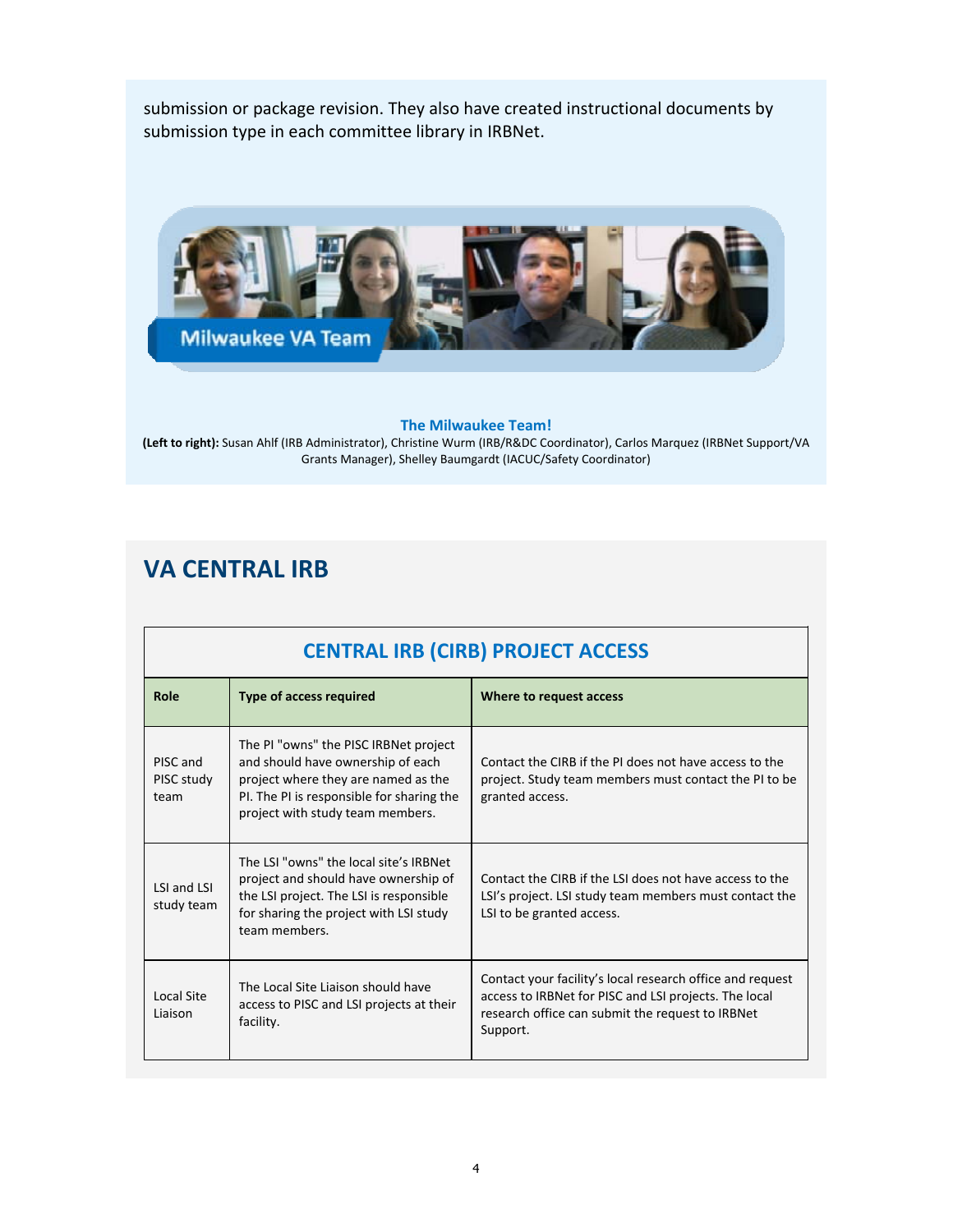submission or package revision. They also have created instructional documents by submission type in each committee library in IRBNet.

**The Milwaukee Team!**

**(Left to right):** Susan Ahlf (IRB Administrator), Christine Wurm (IRB/R&DC Coordinator), Carlos Marquez (IRBNet Support/VA Grants Manager), Shelley Baumgardt (IACUC/Safety Coordinator)

# VA CENTRAL IRB

## CENTRAL IRB (CIRB) PROJECT ACCESS

| Role | Type of access required | Where to request access |
|---|---|---|
| PISC and PISC study team | The PI "owns" the PISC IRBNet project and should have ownership of each project where they are named as the PI. The PI is responsible for sharing the project with study team members. | Contact the CIRB if the PI does not have access to the project. Study team members must contact the PI to be granted access. |
| LSI and LSI study team | The LSI "owns" the local site's IRBNet project and should have ownership of the LSI project. The LSI is responsible for sharing the project with LSI study team members. | Contact the CIRB if the LSI does not have access to the LSI's project. LSI study team members must contact the LSI to be granted access. |
| Local Site Liaison | The Local Site Liaison should have access to PISC and LSI projects at their facility. | Contact your facility's local research office and request access to IRBNet for PISC and LSI projects. The local research office can submit the request to IRBNet Support. |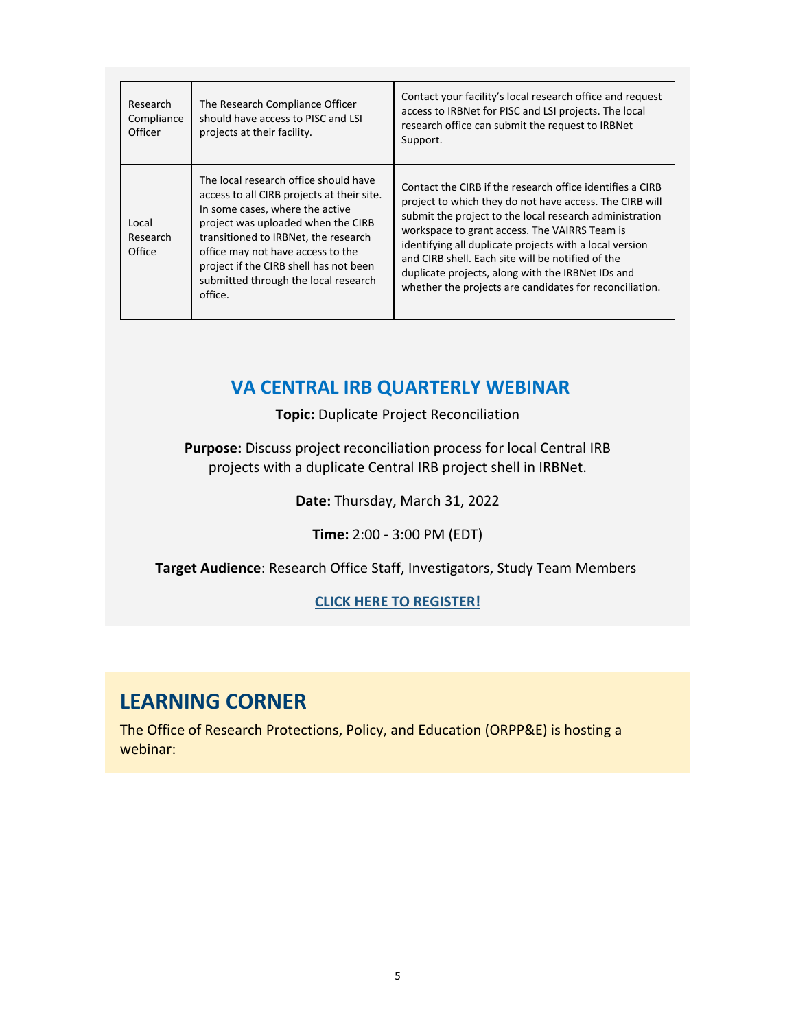| Research Compliance Officer | The Research Compliance Officer should have access to PISC and LSI projects at their facility. | Contact your facility's local research office and request access to IRBNet for PISC and LSI projects. The local research office can submit the request to IRBNet Support. |
|---|---|---|
| Local Research Office | The local research office should have access to all CIRB projects at their site. In some cases, where the active project was uploaded when the CIRB transitioned to IRBNet, the research office may not have access to the project if the CIRB shell has not been submitted through the local research office. | Contact the CIRB if the research office identifies a CIRB project to which they do not have access. The CIRB will submit the project to the local research administration workspace to grant access. The VAIRRS Team is identifying all duplicate projects with a local version and CIRB shell. Each site will be notified of the duplicate projects, along with the IRBNet IDs and whether the projects are candidates for reconciliation. |

## VA CENTRAL IRB QUARTERLY WEBINAR

**Topic:** Duplicate Project Reconciliation

**Purpose:** Discuss project reconciliation process for local Central IRB projects with a duplicate Central IRB project shell in IRBNet.

**Date:** Thursday, March 31, 2022

**Time:** 2:00 - 3:00 PM (EDT)

**Target Audience**: Research Office Staff, Investigators, Study Team Members

**CLICK HERE TO REGISTER!**

## LEARNING CORNER

The Office of Research Protections, Policy, and Education (ORPP&E) is hosting a webinar: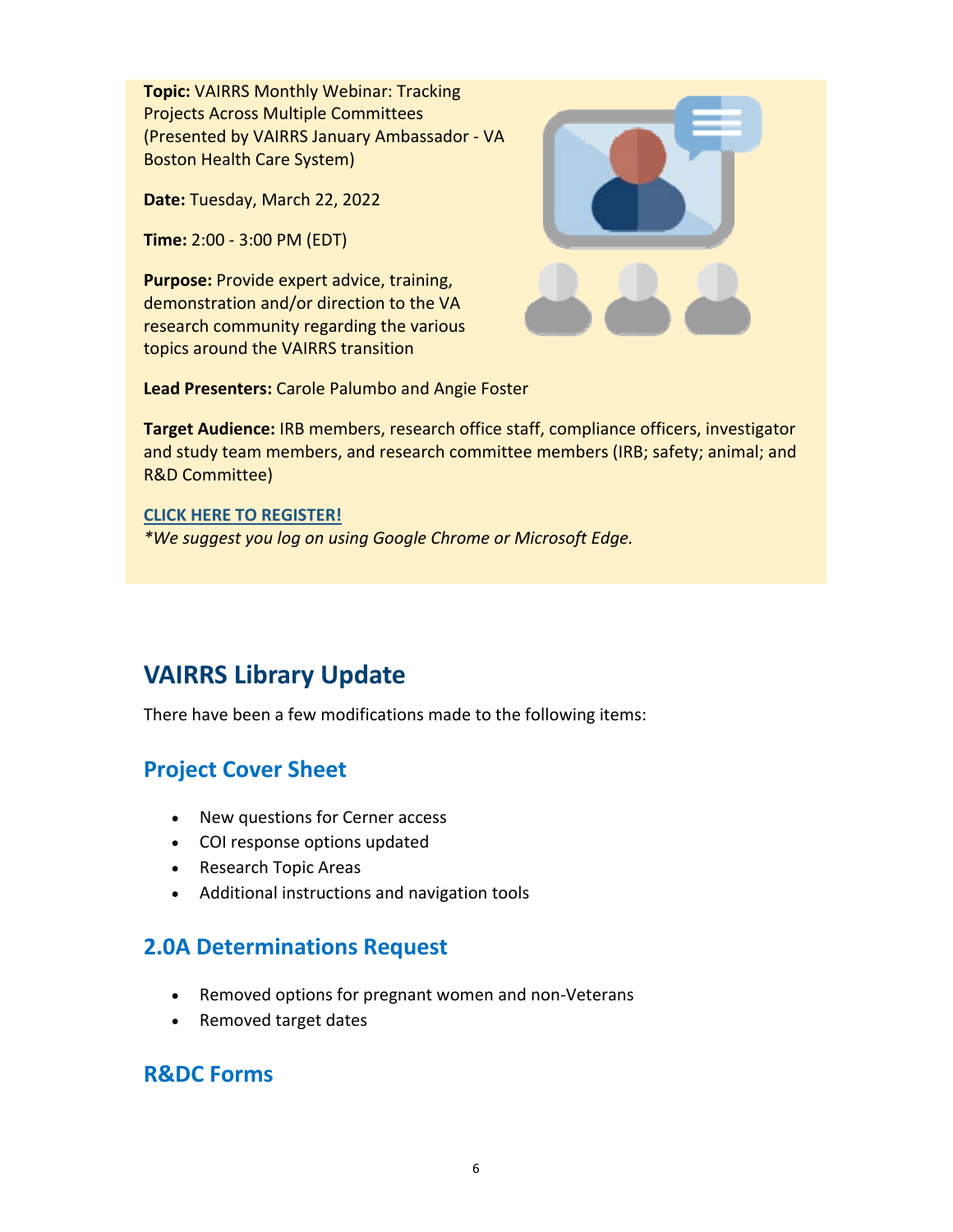**Topic:** VAIRRS Monthly Webinar: Tracking Projects Across Multiple Committees (Presented by VAIRRS January Ambassador - VA Boston Health Care System)

**Date:** Tuesday, March 22, 2022

**Time:** 2:00 - 3:00 PM (EDT)

**Purpose:** Provide expert advice, training, demonstration and/or direction to the VA research community regarding the various topics around the VAIRRS transition

**Lead Presenters:** Carole Palumbo and Angie Foster

**Target Audience:** IRB members, research office staff, compliance officers, investigator and study team members, and research committee members (IRB; safety; animal; and R&D Committee)

**CLICK HERE TO REGISTER!**
*We suggest you log on using Google Chrome or Microsoft Edge.*

## VAIRRS Library Update

There have been a few modifications made to the following items:

### Project Cover Sheet

- New questions for Cerner access
- COI response options updated
- Research Topic Areas
- Additional instructions and navigation tools

### 2.0A Determinations Request

- Removed options for pregnant women and non-Veterans
- Removed target dates

### R&DC Forms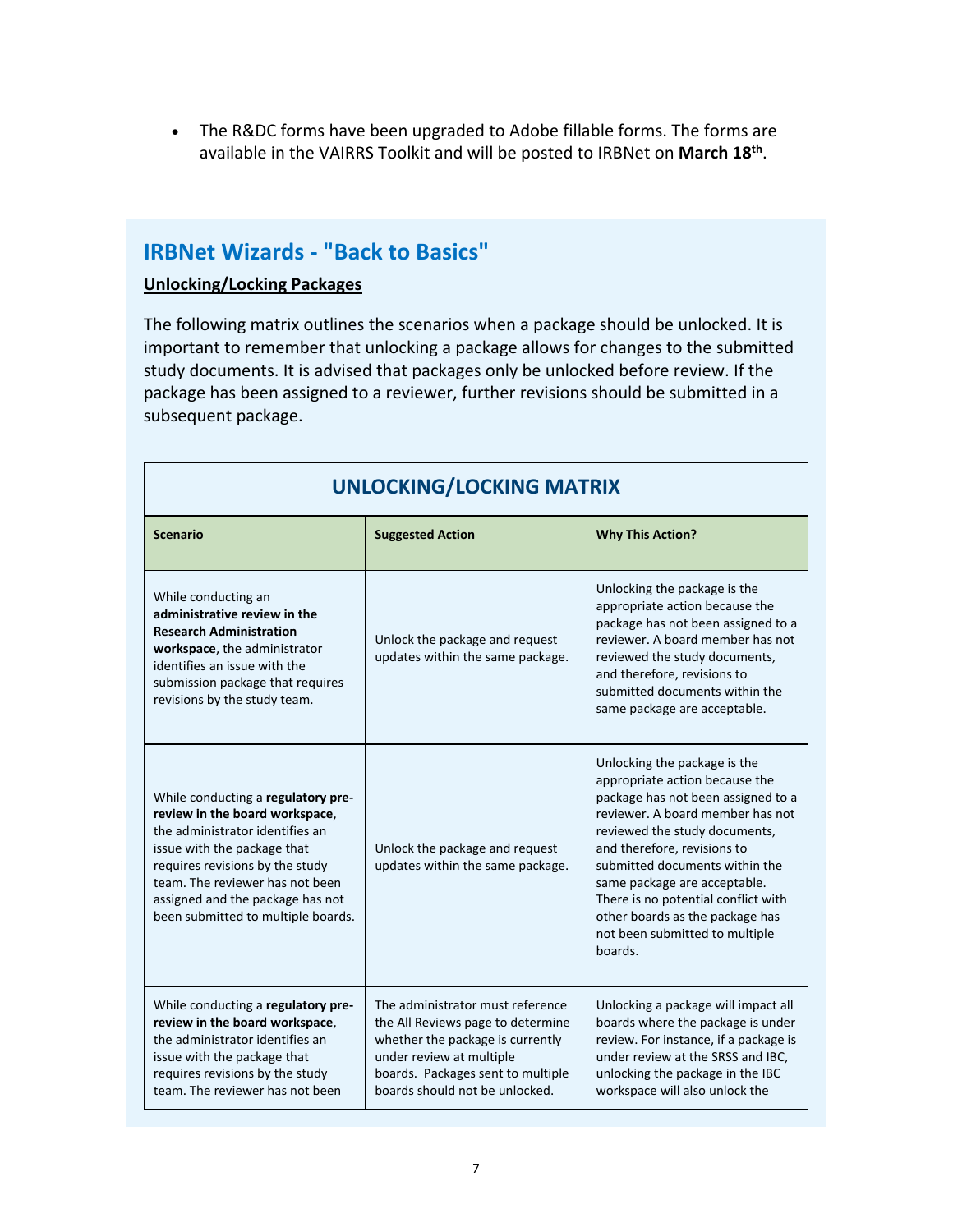- The R&DC forms have been upgraded to Adobe fillable forms. The forms are available in the VAIRRS Toolkit and will be posted to IRBNet on **March 18th**.

## IRBNet Wizards - "Back to Basics"

**Unlocking/Locking Packages**

The following matrix outlines the scenarios when a package should be unlocked. It is important to remember that unlocking a package allows for changes to the submitted study documents. It is advised that packages only be unlocked before review. If the package has been assigned to a reviewer, further revisions should be submitted in a subsequent package.

**UNLOCKING/LOCKING MATRIX**

| Scenario | Suggested Action | Why This Action? |
|---|---|---|
| While conducting an **administrative review in the Research Administration workspace**, the administrator identifies an issue with the submission package that requires revisions by the study team. | Unlock the package and request updates within the same package. | Unlocking the package is the appropriate action because the package has not been assigned to a reviewer. A board member has not reviewed the study documents, and therefore, revisions to submitted documents within the same package are acceptable. |
| While conducting a **regulatory pre-review in the board workspace**, the administrator identifies an issue with the package that requires revisions by the study team. The reviewer has not been assigned and the package has not been submitted to multiple boards. | Unlock the package and request updates within the same package. | Unlocking the package is the appropriate action because the package has not been assigned to a reviewer. A board member has not reviewed the study documents, and therefore, revisions to submitted documents within the same package are acceptable. There is no potential conflict with other boards as the package has not been submitted to multiple boards. |
| While conducting a **regulatory pre-review in the board workspace**, the administrator identifies an issue with the package that requires revisions by the study team. The reviewer has not been | The administrator must reference the All Reviews page to determine whether the package is currently under review at multiple boards. Packages sent to multiple boards should not be unlocked. | Unlocking a package will impact all boards where the package is under review. For instance, if a package is under review at the SRSS and IBC, unlocking the package in the IBC workspace will also unlock the |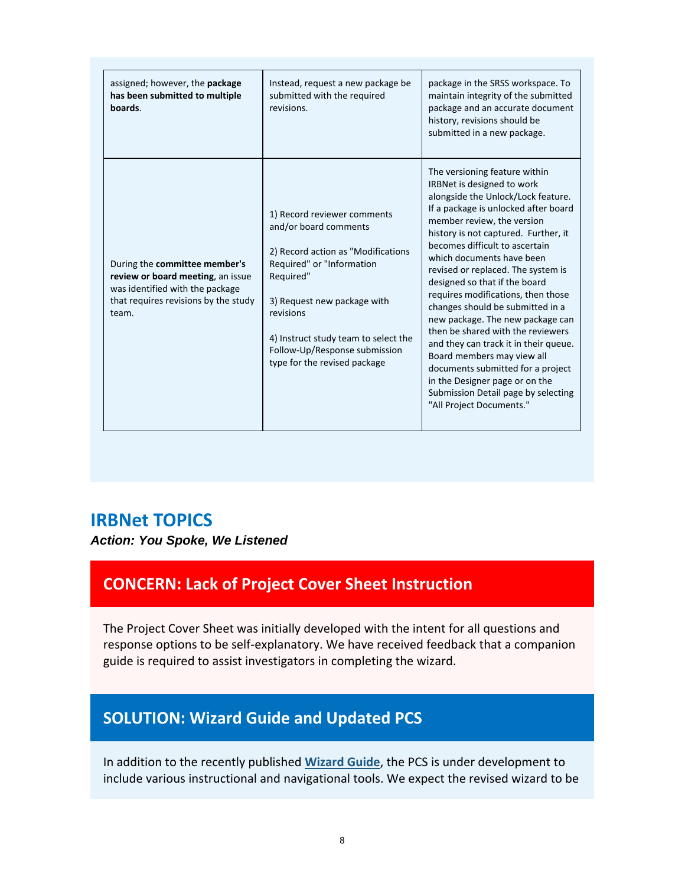| | | |
|---|---|---|
| assigned; however, the **package has been submitted to multiple boards**. | Instead, request a new package be submitted with the required revisions. | package in the SRSS workspace. To maintain integrity of the submitted package and an accurate document history, revisions should be submitted in a new package. |
| During the **committee member's review or board meeting**, an issue was identified with the package that requires revisions by the study team. | 1) Record reviewer comments and/or board comments<br><br>2) Record action as "Modifications Required" or "Information Required"<br><br>3) Request new package with revisions<br><br>4) Instruct study team to select the Follow-Up/Response submission type for the revised package | The versioning feature within IRBNet is designed to work alongside the Unlock/Lock feature. If a package is unlocked after board member review, the version history is not captured. Further, it becomes difficult to ascertain which documents have been revised or replaced. The system is designed so that if the board requires modifications, then those changes should be submitted in a new package. The new package can then be shared with the reviewers and they can track it in their queue. Board members may view all documents submitted for a project in the Designer page or on the Submission Detail page by selecting "All Project Documents." |

## IRBNet TOPICS

***Action: You Spoke, We Listened***

### CONCERN: Lack of Project Cover Sheet Instruction

The Project Cover Sheet was initially developed with the intent for all questions and response options to be self-explanatory. We have received feedback that a companion guide is required to assist investigators in completing the wizard.

### SOLUTION: Wizard Guide and Updated PCS

In addition to the recently published **Wizard Guide**, the PCS is under development to include various instructional and navigational tools. We expect the revised wizard to be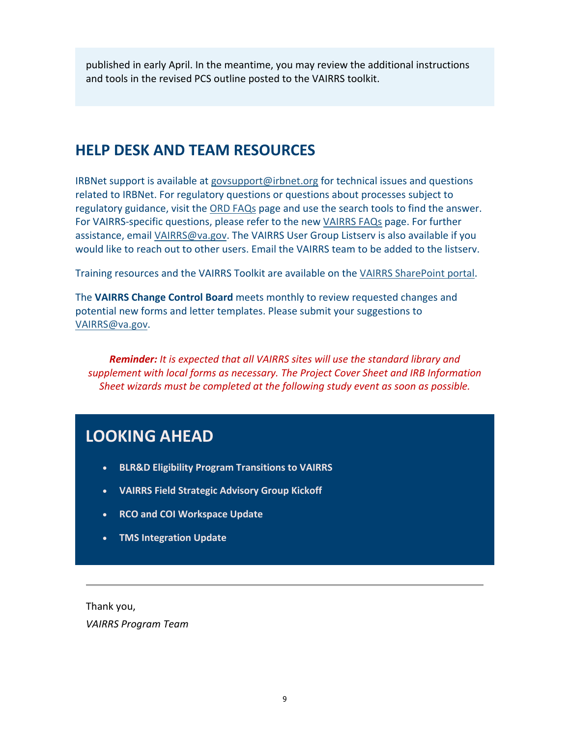published in early April. In the meantime, you may review the additional instructions and tools in the revised PCS outline posted to the VAIRRS toolkit.

## HELP DESK AND TEAM RESOURCES

IRBNet support is available at govsupport@irbnet.org for technical issues and questions related to IRBNet. For regulatory questions or questions about processes subject to regulatory guidance, visit the ORD FAQs page and use the search tools to find the answer. For VAIRRS-specific questions, please refer to the new VAIRRS FAQs page. For further assistance, email VAIRRS@va.gov. The VAIRRS User Group Listserv is also available if you would like to reach out to other users. Email the VAIRRS team to be added to the listserv.

Training resources and the VAIRRS Toolkit are available on the VAIRRS SharePoint portal.

The **VAIRRS Change Control Board** meets monthly to review requested changes and potential new forms and letter templates. Please submit your suggestions to VAIRRS@va.gov.

***Reminder:*** *It is expected that all VAIRRS sites will use the standard library and supplement with local forms as necessary. The Project Cover Sheet and IRB Information Sheet wizards must be completed at the following study event as soon as possible.*

## LOOKING AHEAD

- **BLR&D Eligibility Program Transitions to VAIRRS**
- **VAIRRS Field Strategic Advisory Group Kickoff**
- **RCO and COI Workspace Update**
- **TMS Integration Update**

---

Thank you,

*VAIRRS Program Team*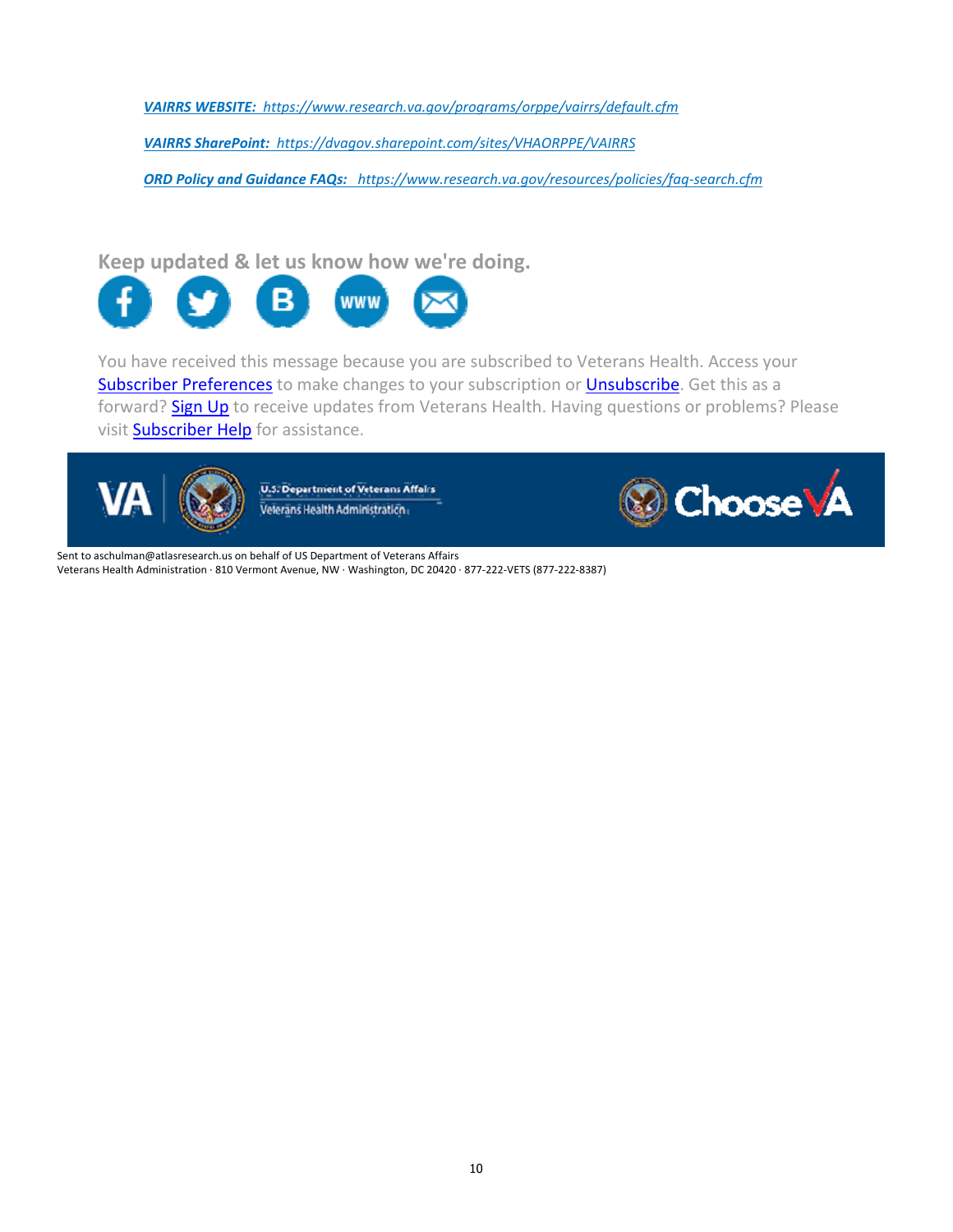***VAIRRS WEBSITE:* https://www.research.va.gov/programs/orppe/vairrs/default.cfm**

***VAIRRS SharePoint:* https://dvagov.sharepoint.com/sites/VHAORPPE/VAIRRS**

***ORD Policy and Guidance FAQs:* https://www.research.va.gov/resources/policies/faq-search.cfm**

**Keep updated & let us know how we're doing.**

You have received this message because you are subscribed to Veterans Health. Access your Subscriber Preferences to make changes to your subscription or Unsubscribe. Get this as a forward? Sign Up to receive updates from Veterans Health. Having questions or problems? Please visit Subscriber Help for assistance.

VA | U.S. Department of Veterans Affairs, Veterans Health Administration — Choose VA

Sent to aschulman@atlasresearch.us on behalf of US Department of Veterans Affairs
Veterans Health Administration · 810 Vermont Avenue, NW · Washington, DC 20420 · 877-222-VETS (877-222-8387)